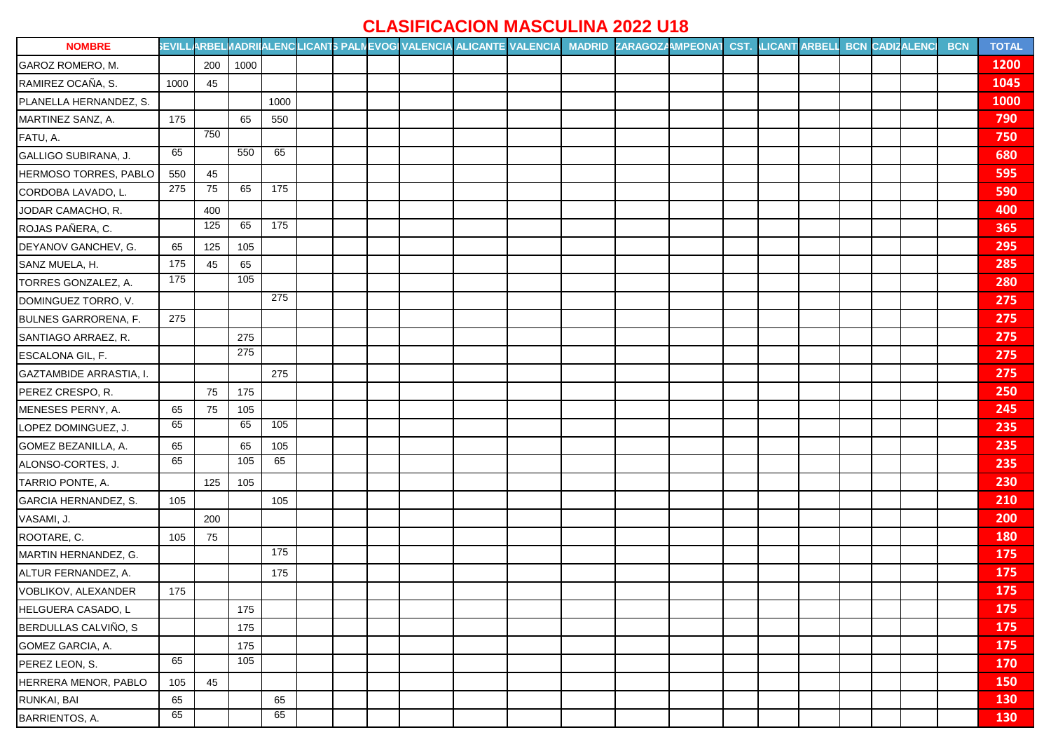# CLASIFICACION MASCULINA 2022 U18

| NOMBRE | SEVILLA | MARBELLA | MADRID | VALENCIA | ALICANTE | PALMA | VEOGI | VALENCIA | ALICANTE | VALENCIA | MADRID | ZARAGOZA | CAMPEONAT | CST. | ALICANTE | MARBELLA | BCN | CADIZ | VALENCIA | BCN | TOTAL |
|---|---|---|---|---|---|---|---|---|---|---|---|---|---|---|---|---|---|---|---|---|---|
| GAROZ ROMERO, M. | | 200 | 1000 | | | | | | | | | | | | | | | | | | 1200 |
| RAMIREZ OCAÑA, S. | 1000 | 45 | | | | | | | | | | | | | | | | | | | 1045 |
| PLANELLA HERNANDEZ, S. | | | | 1000 | | | | | | | | | | | | | | | | | 1000 |
| MARTINEZ SANZ, A. | 175 | | 65 | 550 | | | | | | | | | | | | | | | | | 790 |
| FATU, A. | | 750 | | | | | | | | | | | | | | | | | | | 750 |
| GALLIGO SUBIRANA, J. | 65 | | 550 | 65 | | | | | | | | | | | | | | | | | 680 |
| HERMOSO TORRES, PABLO | 550 | 45 | | | | | | | | | | | | | | | | | | | 595 |
| CORDOBA LAVADO, L. | 275 | 75 | 65 | 175 | | | | | | | | | | | | | | | | | 590 |
| JODAR CAMACHO, R. | | 400 | | | | | | | | | | | | | | | | | | | 400 |
| ROJAS PAÑERA, C. | | 125 | 65 | 175 | | | | | | | | | | | | | | | | | 365 |
| DEYANOV GANCHEV, G. | 65 | 125 | 105 | | | | | | | | | | | | | | | | | | 295 |
| SANZ MUELA, H. | 175 | 45 | 65 | | | | | | | | | | | | | | | | | | 285 |
| TORRES GONZALEZ, A. | 175 | | 105 | | | | | | | | | | | | | | | | | | 280 |
| DOMINGUEZ TORRO, V. | | | | 275 | | | | | | | | | | | | | | | | | 275 |
| BULNES GARRORENA, F. | 275 | | | | | | | | | | | | | | | | | | | | 275 |
| SANTIAGO ARRAEZ, R. | | | 275 | | | | | | | | | | | | | | | | | | 275 |
| ESCALONA GIL, F. | | | 275 | | | | | | | | | | | | | | | | | | 275 |
| GAZTAMBIDE ARRASTIA, I. | | | | 275 | | | | | | | | | | | | | | | | | 275 |
| PEREZ CRESPO, R. | | 75 | 175 | | | | | | | | | | | | | | | | | | 250 |
| MENESES PERNY, A. | 65 | 75 | 105 | | | | | | | | | | | | | | | | | | 245 |
| LOPEZ DOMINGUEZ, J. | 65 | | 65 | 105 | | | | | | | | | | | | | | | | | 235 |
| GOMEZ BEZANILLA, A. | 65 | | 65 | 105 | | | | | | | | | | | | | | | | | 235 |
| ALONSO-CORTES, J. | 65 | | 105 | 65 | | | | | | | | | | | | | | | | | 235 |
| TARRIO PONTE, A. | | 125 | 105 | | | | | | | | | | | | | | | | | | 230 |
| GARCIA HERNANDEZ, S. | 105 | | | 105 | | | | | | | | | | | | | | | | | 210 |
| VASAMI, J. | | 200 | | | | | | | | | | | | | | | | | | | 200 |
| ROOTARE, C. | 105 | 75 | | | | | | | | | | | | | | | | | | | 180 |
| MARTIN HERNANDEZ, G. | | | | 175 | | | | | | | | | | | | | | | | | 175 |
| ALTUR FERNANDEZ, A. | | | | 175 | | | | | | | | | | | | | | | | | 175 |
| VOBLIKOV, ALEXANDER | 175 | | | | | | | | | | | | | | | | | | | | 175 |
| HELGUERA CASADO, L | | | 175 | | | | | | | | | | | | | | | | | | 175 |
| BERDULLAS CALVIÑO, S | | | 175 | | | | | | | | | | | | | | | | | | 175 |
| GOMEZ GARCIA, A. | | | 175 | | | | | | | | | | | | | | | | | | 175 |
| PEREZ LEON, S. | 65 | | 105 | | | | | | | | | | | | | | | | | | 170 |
| HERRERA MENOR, PABLO | 105 | 45 | | | | | | | | | | | | | | | | | | | 150 |
| RUNKAI, BAI | 65 | | | 65 | | | | | | | | | | | | | | | | | 130 |
| BARRIENTOS, A. | 65 | | | 65 | | | | | | | | | | | | | | | | | 130 |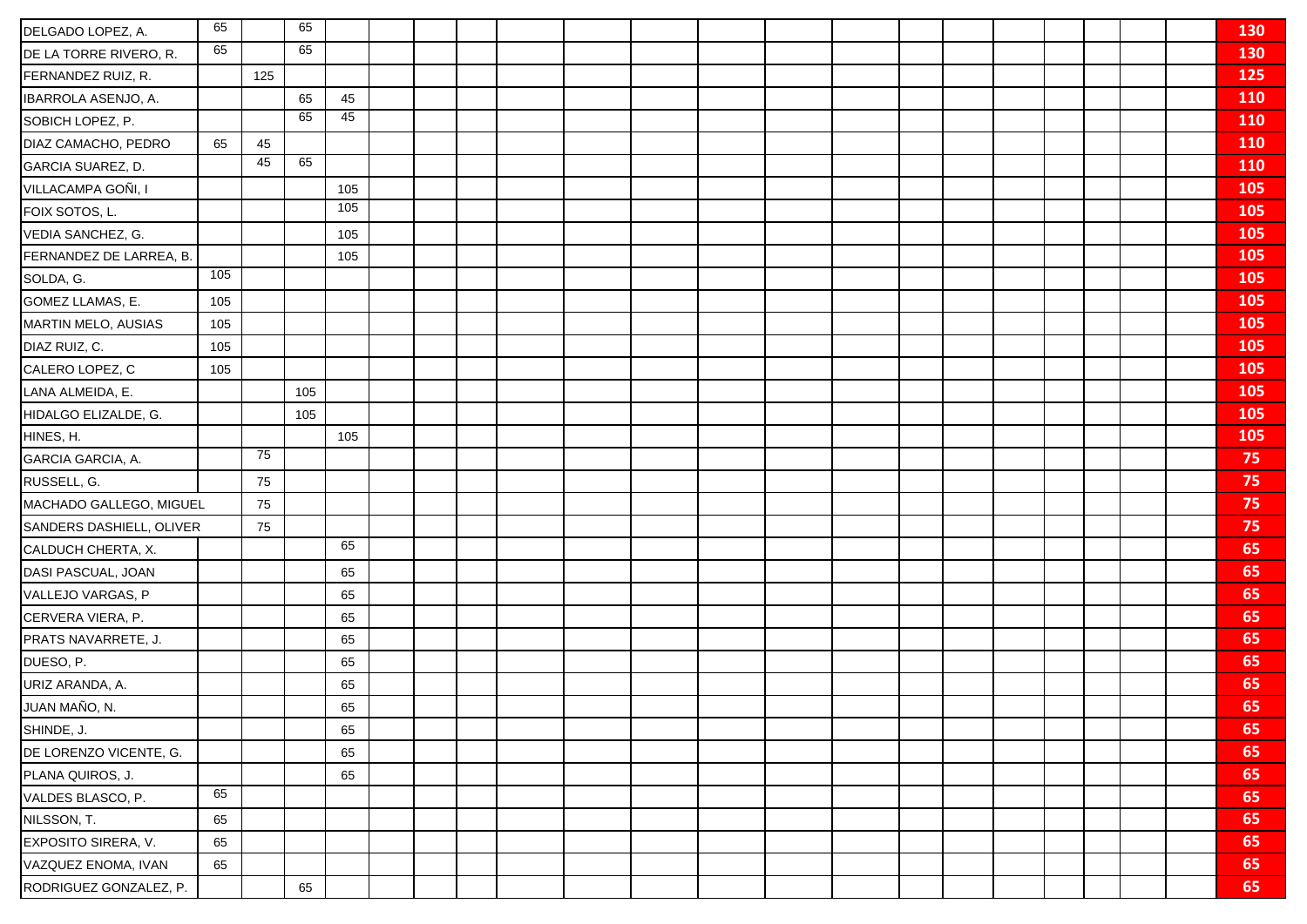| | | | | | | | | | | | | | | | | | | | | | |
|---|---|---|---|---|---|---|---|---|---|---|---|---|---|---|---|---|---|---|---|---|---|
| DELGADO LOPEZ, A. | 65 | | 65 | | | | | | | | | | | | | | | | | | **130** |
| DE LA TORRE RIVERO, R. | 65 | | 65 | | | | | | | | | | | | | | | | | | **130** |
| FERNANDEZ RUIZ, R. | | 125 | | | | | | | | | | | | | | | | | | | **125** |
| IBARROLA ASENJO, A. | | | 65 | 45 | | | | | | | | | | | | | | | | | **110** |
| SOBICH LOPEZ, P. | | | 65 | 45 | | | | | | | | | | | | | | | | | **110** |
| DIAZ CAMACHO, PEDRO | 65 | 45 | | | | | | | | | | | | | | | | | | | **110** |
| GARCIA SUAREZ, D. | | 45 | 65 | | | | | | | | | | | | | | | | | | **110** |
| VILLACAMPA GOÑI, I | | | | 105 | | | | | | | | | | | | | | | | | **105** |
| FOIX SOTOS, L. | | | | 105 | | | | | | | | | | | | | | | | | **105** |
| VEDIA SANCHEZ, G. | | | | 105 | | | | | | | | | | | | | | | | | **105** |
| FERNANDEZ DE LARREA, B. | | | | 105 | | | | | | | | | | | | | | | | | **105** |
| SOLDA, G. | 105 | | | | | | | | | | | | | | | | | | | | **105** |
| GOMEZ LLAMAS, E. | 105 | | | | | | | | | | | | | | | | | | | | **105** |
| MARTIN MELO, AUSIAS | 105 | | | | | | | | | | | | | | | | | | | | **105** |
| DIAZ RUIZ, C. | 105 | | | | | | | | | | | | | | | | | | | | **105** |
| CALERO LOPEZ, C | 105 | | | | | | | | | | | | | | | | | | | | **105** |
| LANA ALMEIDA, E. | | | 105 | | | | | | | | | | | | | | | | | | **105** |
| HIDALGO ELIZALDE, G. | | | 105 | | | | | | | | | | | | | | | | | | **105** |
| HINES, H. | | | | 105 | | | | | | | | | | | | | | | | | **105** |
| GARCIA GARCIA, A. | | 75 | | | | | | | | | | | | | | | | | | | **75** |
| RUSSELL, G. | | 75 | | | | | | | | | | | | | | | | | | | **75** |
| MACHADO GALLEGO, MIGUEL | | 75 | | | | | | | | | | | | | | | | | | | **75** |
| SANDERS DASHIELL, OLIVER | | 75 | | | | | | | | | | | | | | | | | | | **75** |
| CALDUCH CHERTA, X. | | | | 65 | | | | | | | | | | | | | | | | | **65** |
| DASI PASCUAL, JOAN | | | | 65 | | | | | | | | | | | | | | | | | **65** |
| VALLEJO VARGAS, P | | | | 65 | | | | | | | | | | | | | | | | | **65** |
| CERVERA VIERA, P. | | | | 65 | | | | | | | | | | | | | | | | | **65** |
| PRATS NAVARRETE, J. | | | | 65 | | | | | | | | | | | | | | | | | **65** |
| DUESO, P. | | | | 65 | | | | | | | | | | | | | | | | | **65** |
| URIZ ARANDA, A. | | | | 65 | | | | | | | | | | | | | | | | | **65** |
| JUAN MAÑO, N. | | | | 65 | | | | | | | | | | | | | | | | | **65** |
| SHINDE, J. | | | | 65 | | | | | | | | | | | | | | | | | **65** |
| DE LORENZO VICENTE, G. | | | | 65 | | | | | | | | | | | | | | | | | **65** |
| PLANA QUIROS, J. | | | | 65 | | | | | | | | | | | | | | | | | **65** |
| VALDES BLASCO, P. | 65 | | | | | | | | | | | | | | | | | | | | **65** |
| NILSSON, T. | 65 | | | | | | | | | | | | | | | | | | | | **65** |
| EXPOSITO SIRERA, V. | 65 | | | | | | | | | | | | | | | | | | | | **65** |
| VAZQUEZ ENOMA, IVAN | 65 | | | | | | | | | | | | | | | | | | | | **65** |
| RODRIGUEZ GONZALEZ, P. | | | 65 | | | | | | | | | | | | | | | | | | **65** |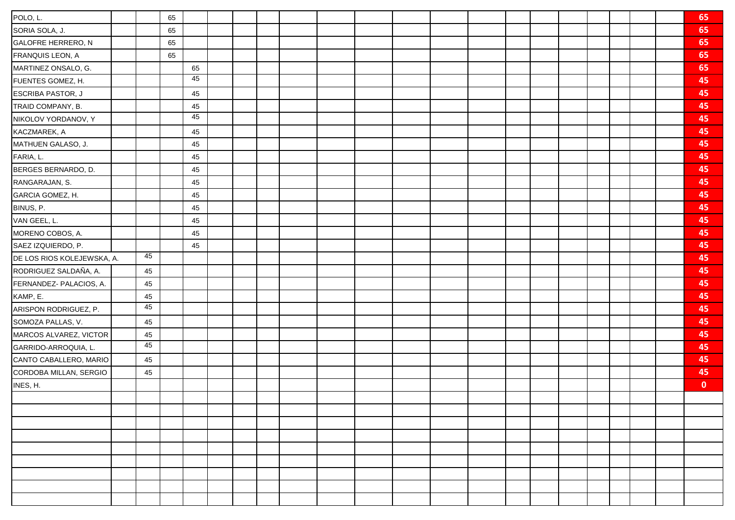| | | | | | | | | | | | | | | | | | | | | | |
|---|---|---|---|---|---|---|---|---|---|---|---|---|---|---|---|---|---|---|---|---|---|
| POLO, L. | | | 65 | | | | | | | | | | | | | | | | | | 65 |
| SORIA SOLA, J. | | | 65 | | | | | | | | | | | | | | | | | | 65 |
| GALOFRE HERRERO, N | | | 65 | | | | | | | | | | | | | | | | | | 65 |
| FRANQUIS LEON, A | | | 65 | | | | | | | | | | | | | | | | | | 65 |
| MARTINEZ ONSALO, G. | | | | 65 | | | | | | | | | | | | | | | | | 65 |
| FUENTES GOMEZ, H. | | | | 45 | | | | | | | | | | | | | | | | | 45 |
| ESCRIBA PASTOR, J | | | | 45 | | | | | | | | | | | | | | | | | 45 |
| TRAID COMPANY, B. | | | | 45 | | | | | | | | | | | | | | | | | 45 |
| NIKOLOV YORDANOV, Y | | | | 45 | | | | | | | | | | | | | | | | | 45 |
| KACZMAREK, A | | | | 45 | | | | | | | | | | | | | | | | | 45 |
| MATHUEN GALASO, J. | | | | 45 | | | | | | | | | | | | | | | | | 45 |
| FARIA, L. | | | | 45 | | | | | | | | | | | | | | | | | 45 |
| BERGES BERNARDO, D. | | | | 45 | | | | | | | | | | | | | | | | | 45 |
| RANGARAJAN, S. | | | | 45 | | | | | | | | | | | | | | | | | 45 |
| GARCIA GOMEZ, H. | | | | 45 | | | | | | | | | | | | | | | | | 45 |
| BINUS, P. | | | | 45 | | | | | | | | | | | | | | | | | 45 |
| VAN GEEL, L. | | | | 45 | | | | | | | | | | | | | | | | | 45 |
| MORENO COBOS, A. | | | | 45 | | | | | | | | | | | | | | | | | 45 |
| SAEZ IZQUIERDO, P. | | | | 45 | | | | | | | | | | | | | | | | | 45 |
| DE LOS RIOS KOLEJEWSKA, A. | | 45 | | | | | | | | | | | | | | | | | | | 45 |
| RODRIGUEZ SALDAÑA, A. | | 45 | | | | | | | | | | | | | | | | | | | 45 |
| FERNANDEZ- PALACIOS, A. | | 45 | | | | | | | | | | | | | | | | | | | 45 |
| KAMP, E. | | 45 | | | | | | | | | | | | | | | | | | | 45 |
| ARISPON RODRIGUEZ, P. | | 45 | | | | | | | | | | | | | | | | | | | 45 |
| SOMOZA PALLAS, V. | | 45 | | | | | | | | | | | | | | | | | | | 45 |
| MARCOS ALVAREZ, VICTOR | | 45 | | | | | | | | | | | | | | | | | | | 45 |
| GARRIDO-ARROQUIA, L. | | 45 | | | | | | | | | | | | | | | | | | | 45 |
| CANTO CABALLERO, MARIO | | 45 | | | | | | | | | | | | | | | | | | | 45 |
| CORDOBA MILLAN, SERGIO | | 45 | | | | | | | | | | | | | | | | | | | 45 |
| INES, H. | | | | | | | | | | | | | | | | | | | | | 0 |